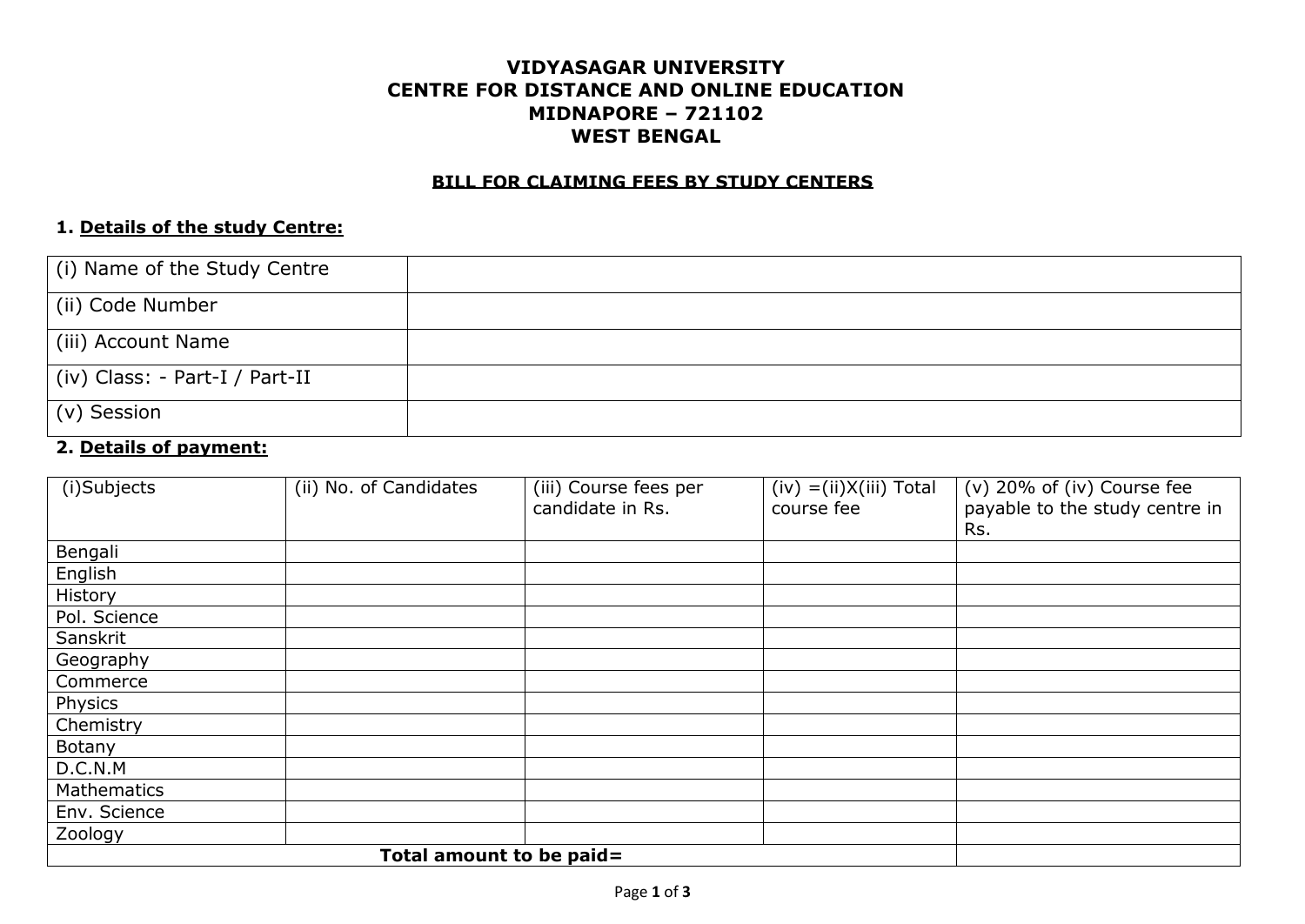# VIDYASAGAR UNIVERSITY
# CENTRE FOR DISTANCE AND ONLINE EDUCATION
# MIDNAPORE – 721102
# WEST BENGAL

## BILL FOR CLAIMING FEES BY STUDY CENTERS

### 1. Details of the study Centre:

| (i) Name of the Study Centre | |
|---|---|
| (ii) Code Number | |
| (iii) Account Name | |
| (iv) Class: - Part-I / Part-II | |
| (v) Session | |

### 2. Details of payment:

| (i)Subjects | (ii) No. of Candidates | (iii) Course fees per candidate in Rs. | (iv) =(ii)X(iii) Total course fee | (v) 20% of (iv) Course fee payable to the study centre in Rs. |
|---|---|---|---|---|
| Bengali | | | | |
| English | | | | |
| History | | | | |
| Pol. Science | | | | |
| Sanskrit | | | | |
| Geography | | | | |
| Commerce | | | | |
| Physics | | | | |
| Chemistry | | | | |
| Botany | | | | |
| D.C.N.M | | | | |
| Mathematics | | | | |
| Env. Science | | | | |
| Zoology | | | | |
| **Total amount to be paid=** | | | | |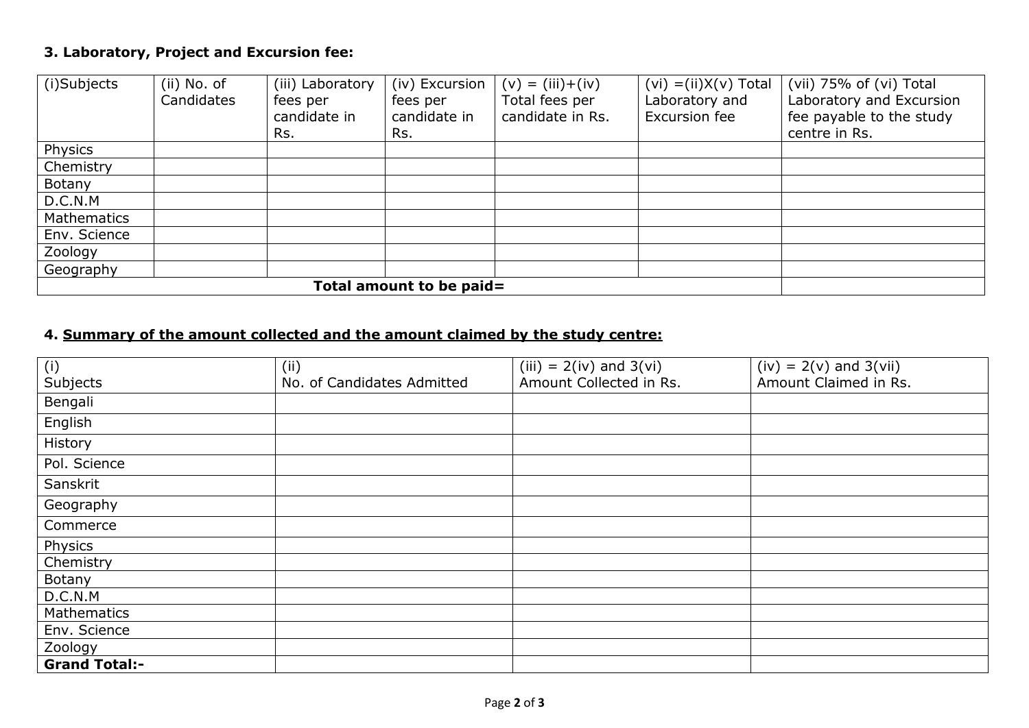### 3. Laboratory, Project and Excursion fee:

| (i)Subjects | (ii) No. of Candidates | (iii) Laboratory fees per candidate in Rs. | (iv) Excursion fees per candidate in Rs. | (v) = (iii)+(iv) Total fees per candidate in Rs. | (vi) =(ii)X(v) Total Laboratory and Excursion fee | (vii) 75% of (vi) Total Laboratory and Excursion fee payable to the study centre in Rs. |
|---|---|---|---|---|---|---|
| Physics | | | | | | |
| Chemistry | | | | | | |
| Botany | | | | | | |
| D.C.N.M | | | | | | |
| Mathematics | | | | | | |
| Env. Science | | | | | | |
| Zoology | | | | | | |
| Geography | | | | | | |
| **Total amount to be paid=** | | | | | | |

### 4. <u>Summary of the amount collected and the amount claimed by the study centre:</u>

| (i) Subjects | (ii) No. of Candidates Admitted | (iii) = 2(iv) and 3(vi) Amount Collected in Rs. | (iv) = 2(v) and 3(vii) Amount Claimed in Rs. |
|---|---|---|---|
| Bengali | | | |
| English | | | |
| History | | | |
| Pol. Science | | | |
| Sanskrit | | | |
| Geography | | | |
| Commerce | | | |
| Physics | | | |
| Chemistry | | | |
| Botany | | | |
| D.C.N.M | | | |
| Mathematics | | | |
| Env. Science | | | |
| Zoology | | | |
| **Grand Total:-** | | | |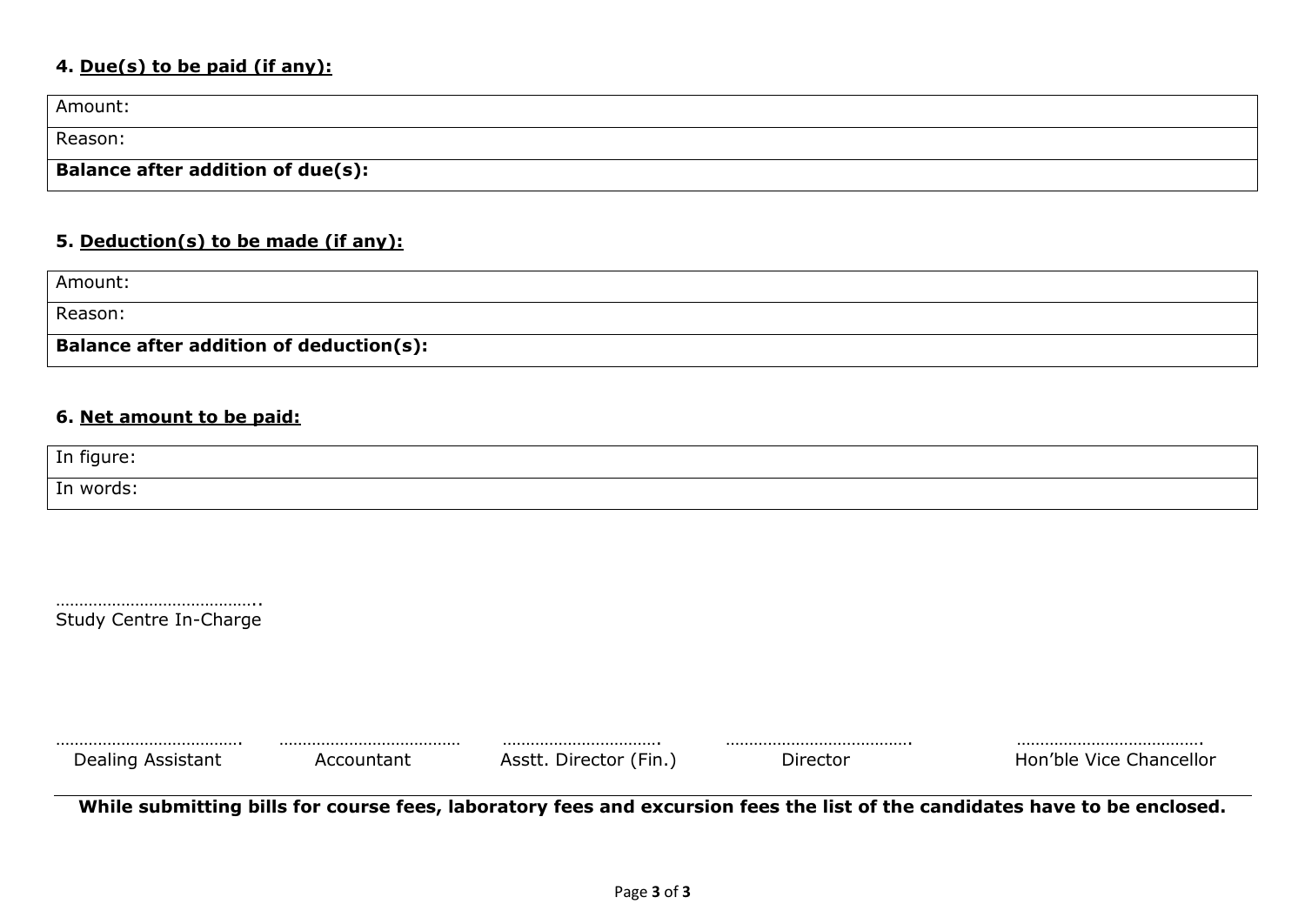### 4. <u>Due(s) to be paid (if any):</u>

| |
|---|
| Amount: |
| Reason: |
| **Balance after addition of due(s):** |

### 5. <u>Deduction(s) to be made (if any):</u>

| |
|---|
| Amount: |
| Reason: |
| **Balance after addition of deduction(s):** |

### 6. <u>Net amount to be paid:</u>

| |
|---|
| In figure: |
| In words: |

……………………………………..
Study Centre In-Charge

| | | | | |
|---|---|---|---|---|
| …………………………………. | ………………………………… | ……………………………. | …………………………………. | …………………………………. |
| Dealing Assistant | Accountant | Asstt. Director (Fin.) | Director | Hon'ble Vice Chancellor |

---

**While submitting bills for course fees, laboratory fees and excursion fees the list of the candidates have to be enclosed.**